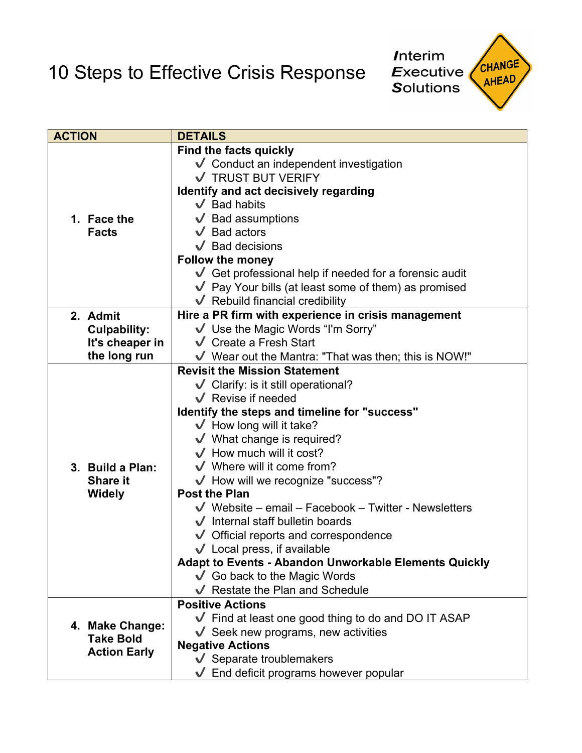# 10 Steps to Effective Crisis Response

*I*nterim *E*xecutive *S*olutions

CHANGE AHEAD

| ACTION | DETAILS |
|---|---|
| 1. **Face the Facts** | **Find the facts quickly**<br>✓ Conduct an independent investigation<br>✓ TRUST BUT VERIFY<br>**Identify and act decisively regarding**<br>✓ Bad habits<br>✓ Bad assumptions<br>✓ Bad actors<br>✓ Bad decisions<br>**Follow the money**<br>✓ Get professional help if needed for a forensic audit<br>✓ Pay Your bills (at least some of them) as promised<br>✓ Rebuild financial credibility |
| 2. **Admit Culpability: It's cheaper in the long run** | **Hire a PR firm with experience in crisis management**<br>✓ Use the Magic Words "I'm Sorry"<br>✓ Create a Fresh Start<br>✓ Wear out the Mantra: "That was then; this is NOW!" |
| 3. **Build a Plan: Share it Widely** | **Revisit the Mission Statement**<br>✓ Clarify: is it still operational?<br>✓ Revise if needed<br>**Identify the steps and timeline for "success"**<br>✓ How long will it take?<br>✓ What change is required?<br>✓ How much will it cost?<br>✓ Where will it come from?<br>✓ How will we recognize "success"?<br>**Post the Plan**<br>✓ Website – email – Facebook – Twitter - Newsletters<br>✓ Internal staff bulletin boards<br>✓ Official reports and correspondence<br>✓ Local press, if available<br>**Adapt to Events - Abandon Unworkable Elements Quickly**<br>✓ Go back to the Magic Words<br>✓ Restate the Plan and Schedule |
| 4. **Make Change: Take Bold Action Early** | **Positive Actions**<br>✓ Find at least one good thing to do and DO IT ASAP<br>✓ Seek new programs, new activities<br>**Negative Actions**<br>✓ Separate troublemakers<br>✓ End deficit programs however popular |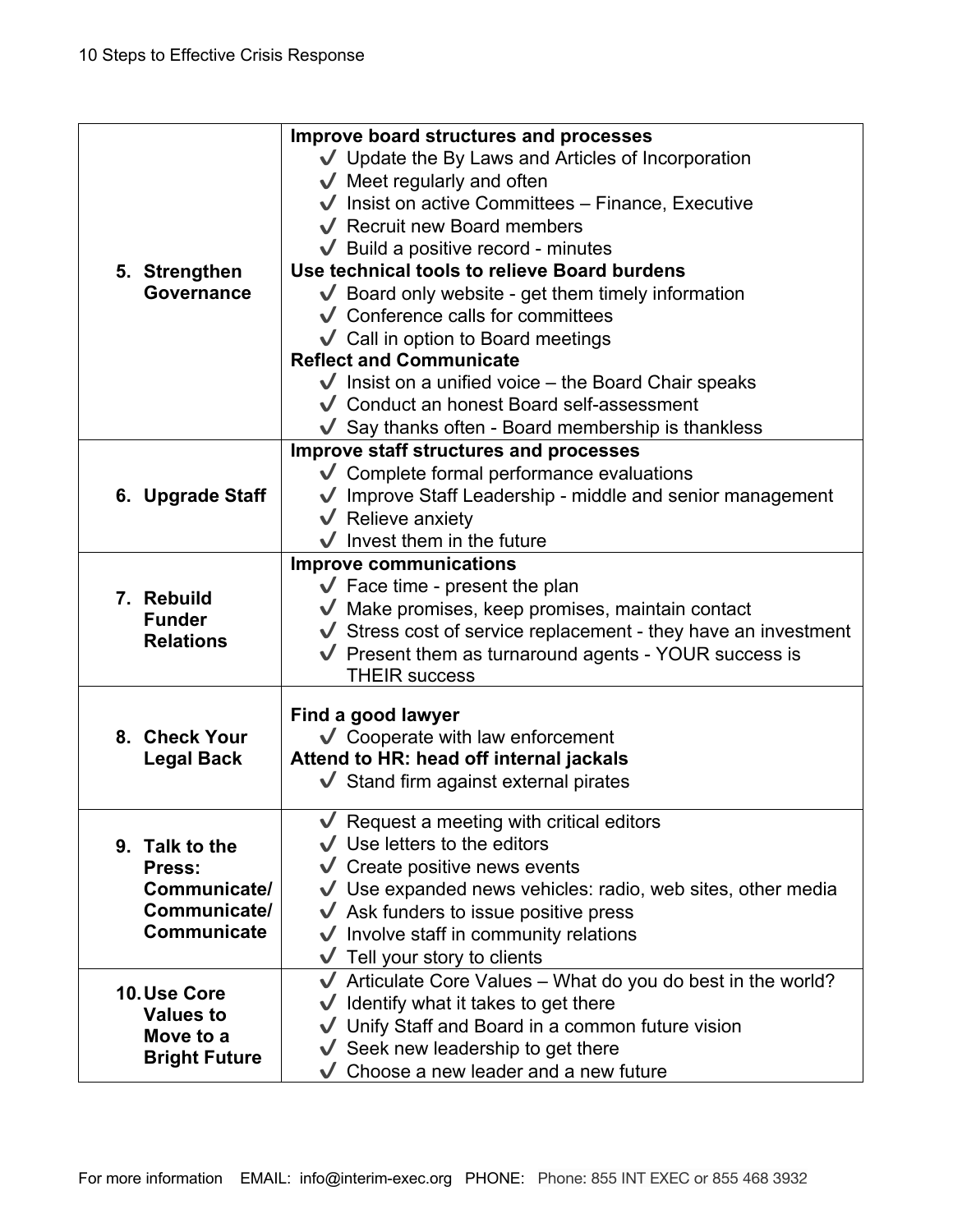| | |
|---|---|
| **5. Strengthen Governance** | **Improve board structures and processes**<br>✔ Update the By Laws and Articles of Incorporation<br>✔ Meet regularly and often<br>✔ Insist on active Committees – Finance, Executive<br>✔ Recruit new Board members<br>✔ Build a positive record - minutes<br>**Use technical tools to relieve Board burdens**<br>✔ Board only website - get them timely information<br>✔ Conference calls for committees<br>✔ Call in option to Board meetings<br>**Reflect and Communicate**<br>✔ Insist on a unified voice – the Board Chair speaks<br>✔ Conduct an honest Board self-assessment<br>✔ Say thanks often - Board membership is thankless |
| **6. Upgrade Staff** | **Improve staff structures and processes**<br>✔ Complete formal performance evaluations<br>✔ Improve Staff Leadership - middle and senior management<br>✔ Relieve anxiety<br>✔ Invest them in the future |
| **7. Rebuild Funder Relations** | **Improve communications**<br>✔ Face time - present the plan<br>✔ Make promises, keep promises, maintain contact<br>✔ Stress cost of service replacement - they have an investment<br>✔ Present them as turnaround agents - YOUR success is THEIR success |
| **8. Check Your Legal Back** | **Find a good lawyer**<br>✔ Cooperate with law enforcement<br>**Attend to HR: head off internal jackals**<br>✔ Stand firm against external pirates |
| **9. Talk to the Press: Communicate/ Communicate/ Communicate** | ✔ Request a meeting with critical editors<br>✔ Use letters to the editors<br>✔ Create positive news events<br>✔ Use expanded news vehicles: radio, web sites, other media<br>✔ Ask funders to issue positive press<br>✔ Involve staff in community relations<br>✔ Tell your story to clients |
| **10. Use Core Values to Move to a Bright Future** | ✔ Articulate Core Values – What do you do best in the world?<br>✔ Identify what it takes to get there<br>✔ Unify Staff and Board in a common future vision<br>✔ Seek new leadership to get there<br>✔ Choose a new leader and a new future |

For more information EMAIL: info@interim-exec.org PHONE: Phone: 855 INT EXEC or 855 468 3932